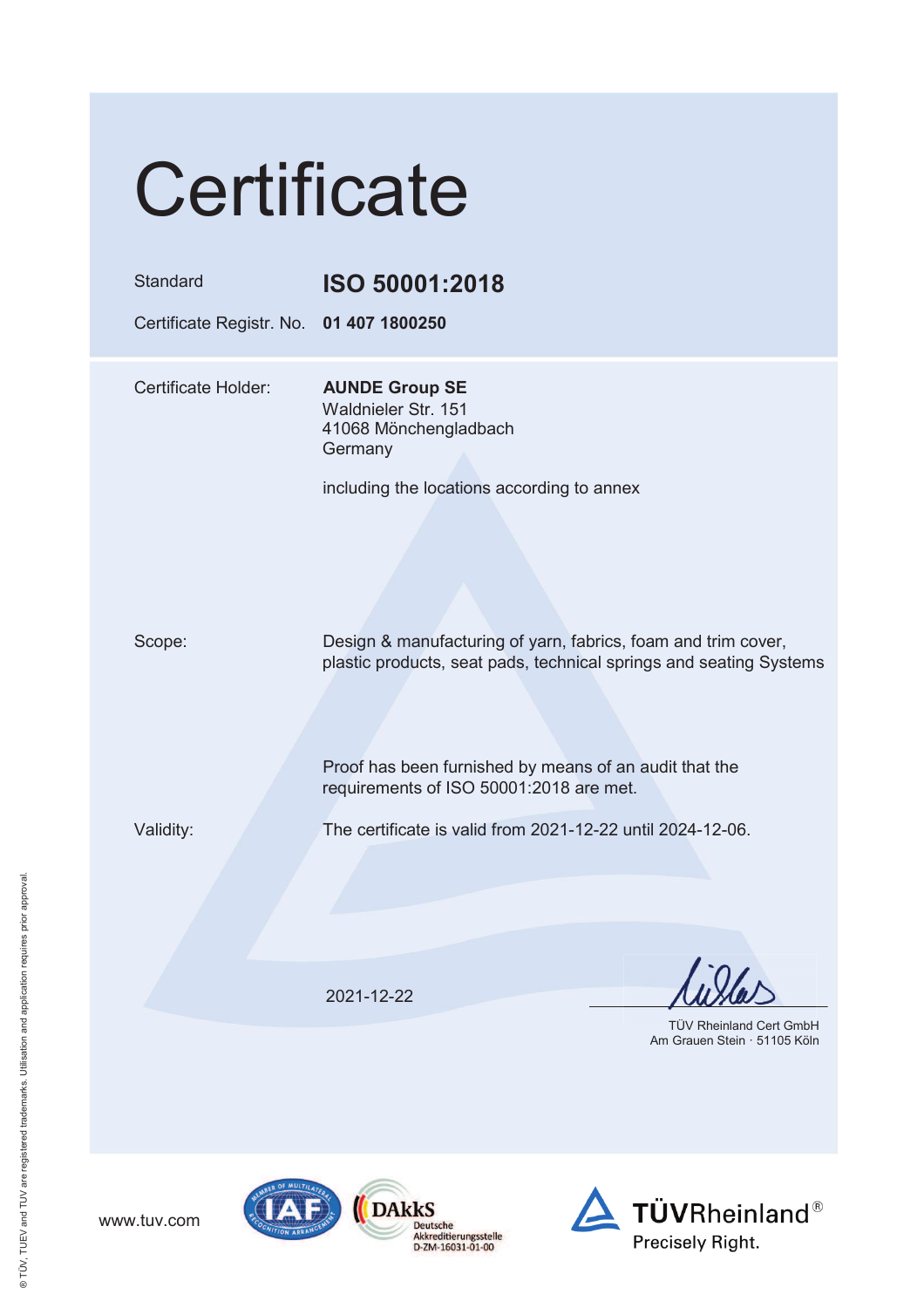# Certificate

| | |
|---|---|
| Standard | **ISO 50001:2018** |
| Certificate Registr. No. | **01 407 1800250** |

| | |
|---|---|
| Certificate Holder: | **AUNDE Group SE**<br>Waldnieler Str. 151<br>41068 Mönchengladbach<br>Germany<br><br>including the locations according to annex |
| Scope: | Design & manufacturing of yarn, fabrics, foam and trim cover, plastic products, seat pads, technical springs and seating Systems<br><br>Proof has been furnished by means of an audit that the requirements of ISO 50001:2018 are met. |
| Validity: | The certificate is valid from 2021-12-22 until 2024-12-06. |

2021-12-22

TÜV Rheinland Cert GmbH
Am Grauen Stein · 51105 Köln

www.tuv.com

DAkkS Deutsche Akkreditierungsstelle D-ZM-16031-01-00

TÜVRheinland®
Precisely Right.

® TÜV, TUEV and TUV are registered trademarks. Utilisation and application requires prior approval.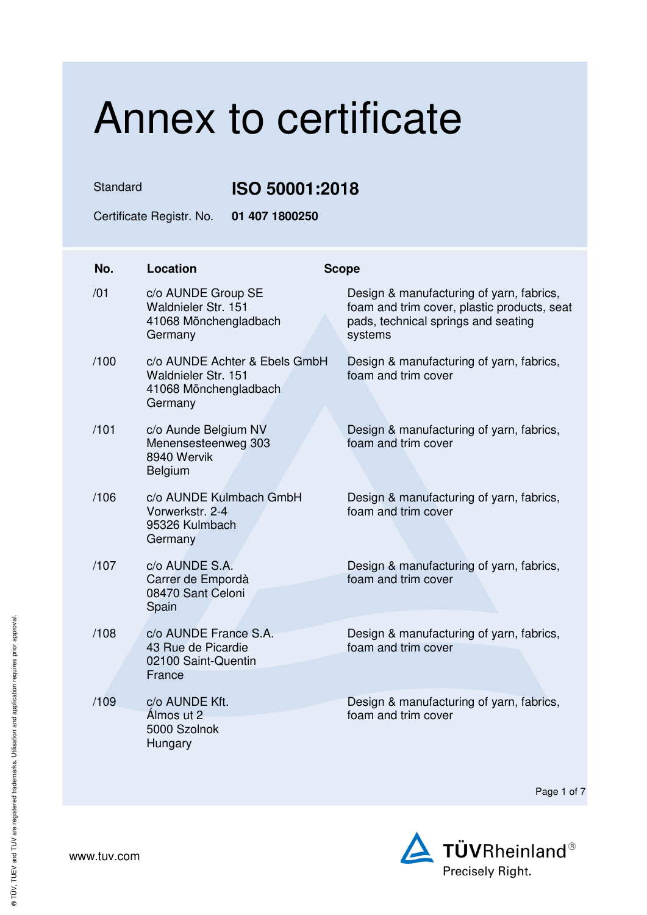# Annex to certificate

Standard **ISO 50001:2018**

Certificate Registr. No. **01 407 1800250**

| No. | Location | Scope |
| --- | --- | --- |
| /01 | c/o AUNDE Group SE<br>Waldnieler Str. 151<br>41068 Mönchengladbach<br>Germany | Design & manufacturing of yarn, fabrics, foam and trim cover, plastic products, seat pads, technical springs and seating systems |
| /100 | c/o AUNDE Achter & Ebels GmbH<br>Waldnieler Str. 151<br>41068 Mönchengladbach<br>Germany | Design & manufacturing of yarn, fabrics, foam and trim cover |
| /101 | c/o Aunde Belgium NV<br>Menensesteenweg 303<br>8940 Wervik<br>Belgium | Design & manufacturing of yarn, fabrics, foam and trim cover |
| /106 | c/o AUNDE Kulmbach GmbH<br>Vorwerkstr. 2-4<br>95326 Kulmbach<br>Germany | Design & manufacturing of yarn, fabrics, foam and trim cover |
| /107 | c/o AUNDE S.A.<br>Carrer de Empordà<br>08470 Sant Celoni<br>Spain | Design & manufacturing of yarn, fabrics, foam and trim cover |
| /108 | c/o AUNDE France S.A.<br>43 Rue de Picardie<br>02100 Saint-Quentin<br>France | Design & manufacturing of yarn, fabrics, foam and trim cover |
| /109 | c/o AUNDE Kft.<br>Álmos ut 2<br>5000 Szolnok<br>Hungary | Design & manufacturing of yarn, fabrics, foam and trim cover |

www.tuv.com

TÜVRheinland®
Precisely Right.

® TÜV, TUEV and TUV are registered trademarks. Utilisation and application requires prior approval.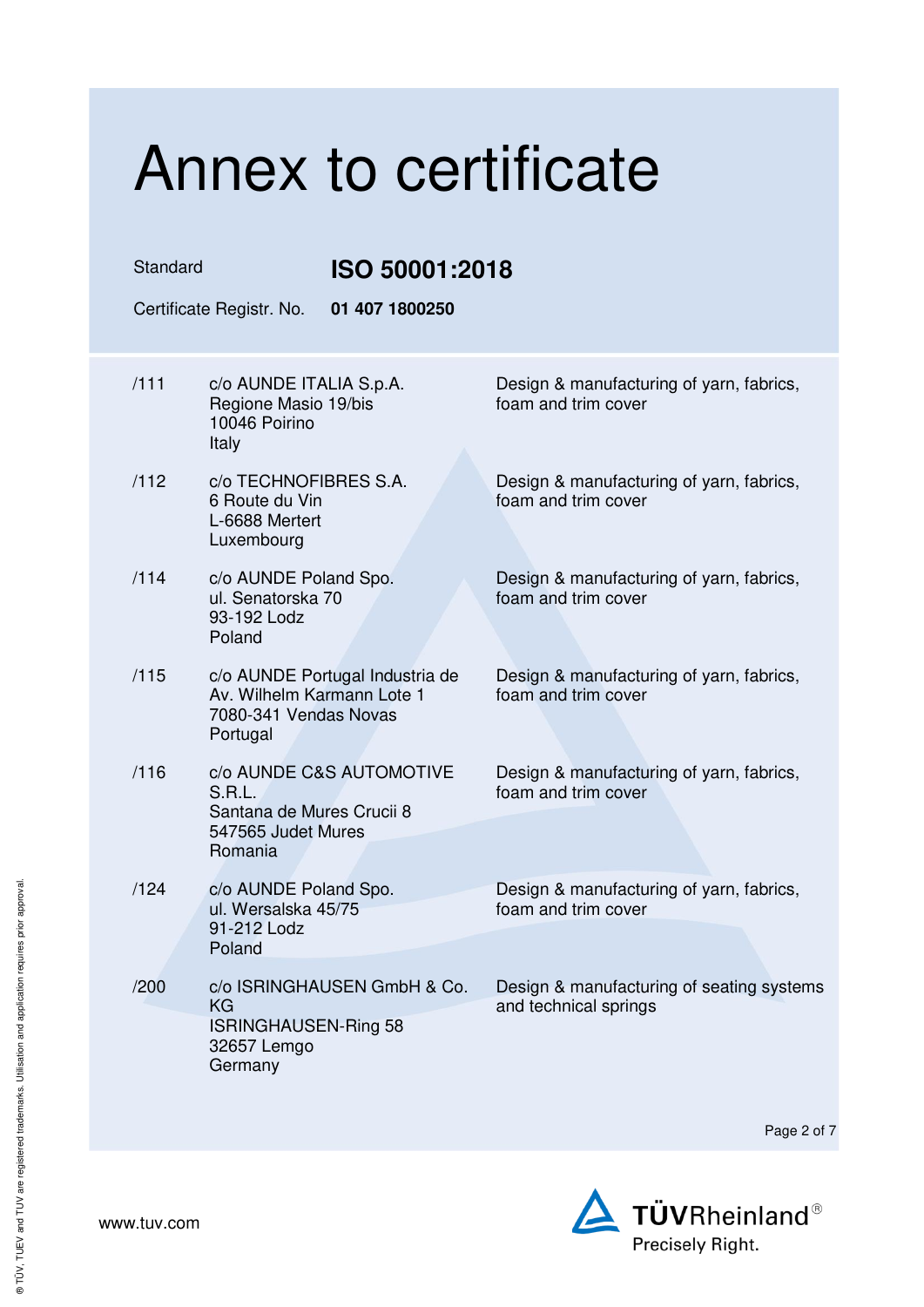# Annex to certificate

Standard **ISO 50001:2018**

Certificate Registr. No. **01 407 1800250**

| | | |
|---|---|---|
| /111 | c/o AUNDE ITALIA S.p.A.<br>Regione Masio 19/bis<br>10046 Poirino<br>Italy | Design & manufacturing of yarn, fabrics, foam and trim cover |
| /112 | c/o TECHNOFIBRES S.A.<br>6 Route du Vin<br>L-6688 Mertert<br>Luxembourg | Design & manufacturing of yarn, fabrics, foam and trim cover |
| /114 | c/o AUNDE Poland Spo.<br>ul. Senatorska 70<br>93-192 Lodz<br>Poland | Design & manufacturing of yarn, fabrics, foam and trim cover |
| /115 | c/o AUNDE Portugal Industria de<br>Av. Wilhelm Karmann Lote 1<br>7080-341 Vendas Novas<br>Portugal | Design & manufacturing of yarn, fabrics, foam and trim cover |
| /116 | c/o AUNDE C&S AUTOMOTIVE S.R.L.<br>Santana de Mures Crucii 8<br>547565 Judet Mures<br>Romania | Design & manufacturing of yarn, fabrics, foam and trim cover |
| /124 | c/o AUNDE Poland Spo.<br>ul. Wersalska 45/75<br>91-212 Lodz<br>Poland | Design & manufacturing of yarn, fabrics, foam and trim cover |
| /200 | c/o ISRINGHAUSEN GmbH & Co. KG<br>ISRINGHAUSEN-Ring 58<br>32657 Lemgo<br>Germany | Design & manufacturing of seating systems and technical springs |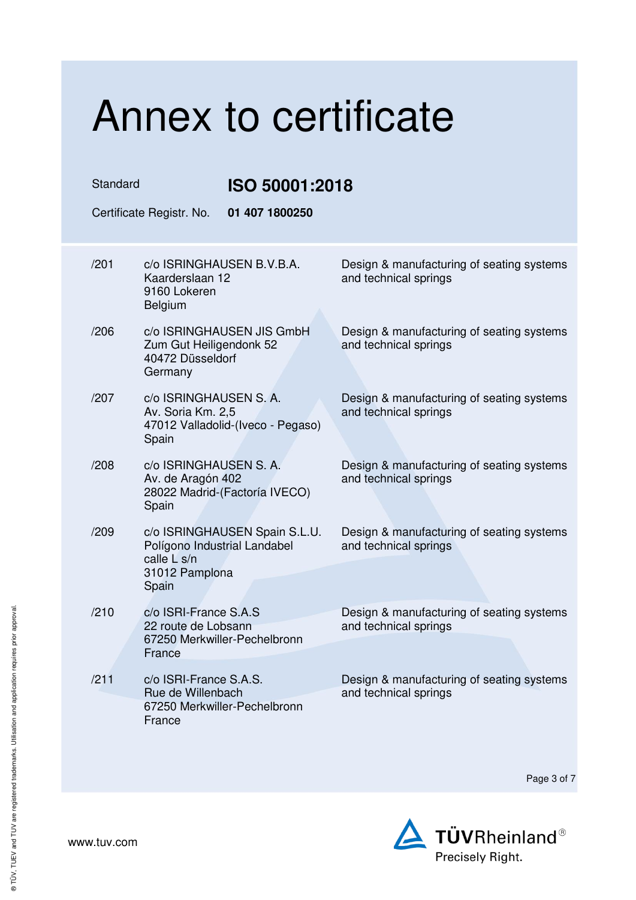# Annex to certificate

Standard **ISO 50001:2018**

Certificate Registr. No. **01 407 1800250**

| | | |
|---|---|---|
| /201 | c/o ISRINGHAUSEN B.V.B.A.<br>Kaarderslaan 12<br>9160 Lokeren<br>Belgium | Design & manufacturing of seating systems and technical springs |
| /206 | c/o ISRINGHAUSEN JIS GmbH<br>Zum Gut Heiligendonk 52<br>40472 Düsseldorf<br>Germany | Design & manufacturing of seating systems and technical springs |
| /207 | c/o ISRINGHAUSEN S. A.<br>Av. Soria Km. 2,5<br>47012 Valladolid-(Iveco - Pegaso)<br>Spain | Design & manufacturing of seating systems and technical springs |
| /208 | c/o ISRINGHAUSEN S. A.<br>Av. de Aragón 402<br>28022 Madrid-(Factoría IVECO)<br>Spain | Design & manufacturing of seating systems and technical springs |
| /209 | c/o ISRINGHAUSEN Spain S.L.U.<br>Polígono Industrial Landabel<br>calle L s/n<br>31012 Pamplona<br>Spain | Design & manufacturing of seating systems and technical springs |
| /210 | c/o ISRI-France S.A.S<br>22 route de Lobsann<br>67250 Merkwiller-Pechelbronn<br>France | Design & manufacturing of seating systems and technical springs |
| /211 | c/o ISRI-France S.A.S.<br>Rue de Willenbach<br>67250 Merkwiller-Pechelbronn<br>France | Design & manufacturing of seating systems and technical springs |

www.tuv.com

TÜVRheinland®
Precisely Right.

® TÜV, TUEV and TUV are registered trademarks. Utilisation and application requires prior approval.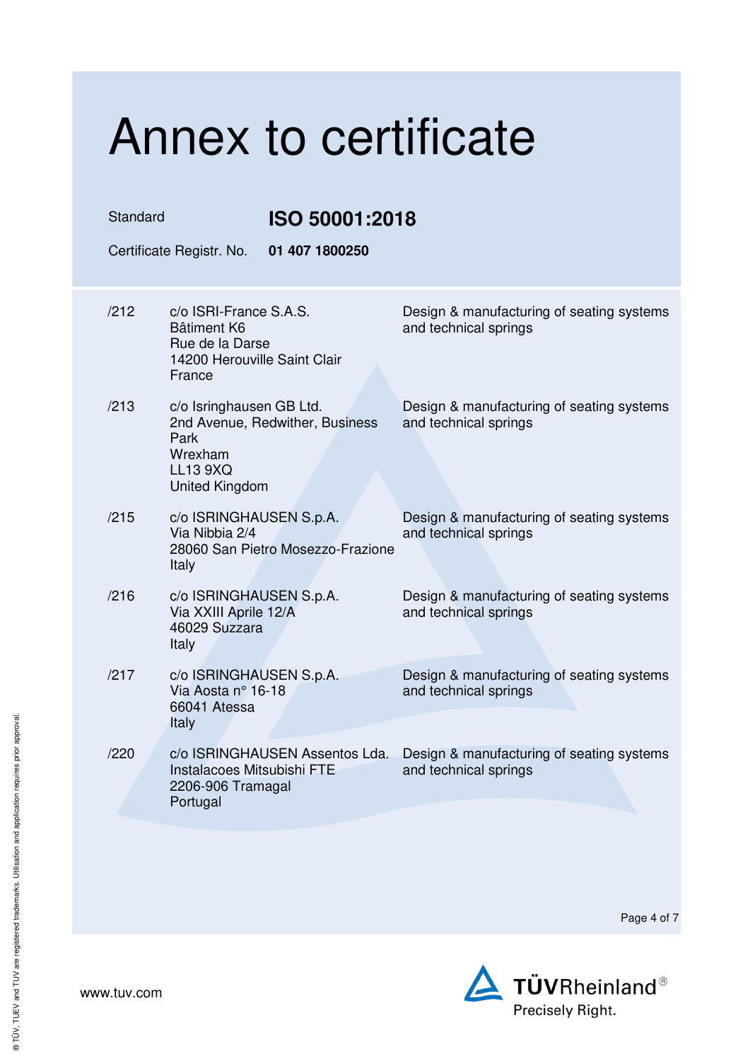# Annex to certificate

Standard **ISO 50001:2018**

Certificate Registr. No. **01 407 1800250**

| | | |
|---|---|---|
| /212 | c/o ISRI-France S.A.S.<br>Bâtiment K6<br>Rue de la Darse<br>14200 Herouville Saint Clair<br>France | Design & manufacturing of seating systems and technical springs |
| /213 | c/o Isringhausen GB Ltd.<br>2nd Avenue, Redwither, Business Park<br>Wrexham<br>LL13 9XQ<br>United Kingdom | Design & manufacturing of seating systems and technical springs |
| /215 | c/o ISRINGHAUSEN S.p.A.<br>Via Nibbia 2/4<br>28060 San Pietro Mosezzo-Frazione<br>Italy | Design & manufacturing of seating systems and technical springs |
| /216 | c/o ISRINGHAUSEN S.p.A.<br>Via XXIII Aprile 12/A<br>46029 Suzzara<br>Italy | Design & manufacturing of seating systems and technical springs |
| /217 | c/o ISRINGHAUSEN S.p.A.<br>Via Aosta n° 16-18<br>66041 Atessa<br>Italy | Design & manufacturing of seating systems and technical springs |
| /220 | c/o ISRINGHAUSEN Assentos Lda.<br>Instalacoes Mitsubishi FTE<br>2206-906 Tramagal<br>Portugal | Design & manufacturing of seating systems and technical springs |

www.tuv.com

TÜVRheinland®
Precisely Right.

® TÜV, TUEV and TUV are registered trademarks. Utilisation and application requires prior approval.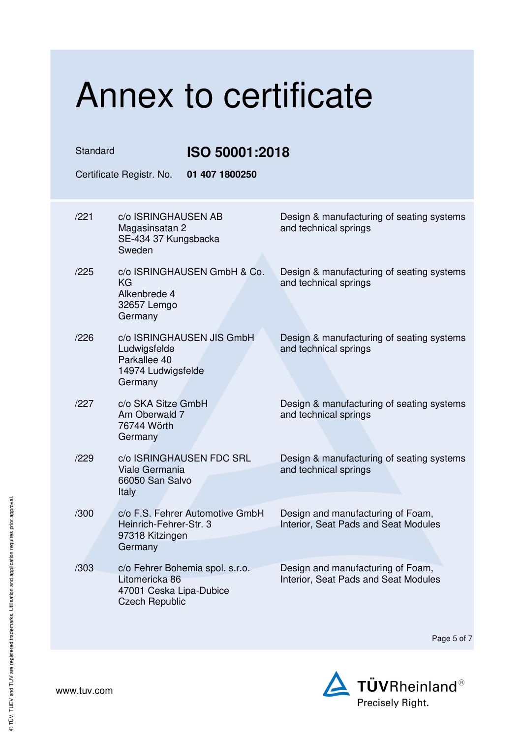# Annex to certificate

Standard **ISO 50001:2018**

Certificate Registr. No. **01 407 1800250**

| | | |
|---|---|---|
| /221 | c/o ISRINGHAUSEN AB<br>Magasinsatan 2<br>SE-434 37 Kungsbacka<br>Sweden | Design & manufacturing of seating systems and technical springs |
| /225 | c/o ISRINGHAUSEN GmbH & Co. KG<br>Alkenbrede 4<br>32657 Lemgo<br>Germany | Design & manufacturing of seating systems and technical springs |
| /226 | c/o ISRINGHAUSEN JIS GmbH<br>Ludwigsfelde<br>Parkallee 40<br>14974 Ludwigsfelde<br>Germany | Design & manufacturing of seating systems and technical springs |
| /227 | c/o SKA Sitze GmbH<br>Am Oberwald 7<br>76744 Wörth<br>Germany | Design & manufacturing of seating systems and technical springs |
| /229 | c/o ISRINGHAUSEN FDC SRL<br>Viale Germania<br>66050 San Salvo<br>Italy | Design & manufacturing of seating systems and technical springs |
| /300 | c/o F.S. Fehrer Automotive GmbH<br>Heinrich-Fehrer-Str. 3<br>97318 Kitzingen<br>Germany | Design and manufacturing of Foam, Interior, Seat Pads and Seat Modules |
| /303 | c/o Fehrer Bohemia spol. s.r.o.<br>Litomericka 86<br>47001 Ceska Lipa-Dubice<br>Czech Republic | Design and manufacturing of Foam, Interior, Seat Pads and Seat Modules |

www.tuv.com

TÜVRheinland®
Precisely Right.

® TÜV, TUEV and TUV are registered trademarks. Utilisation and application requires prior approval.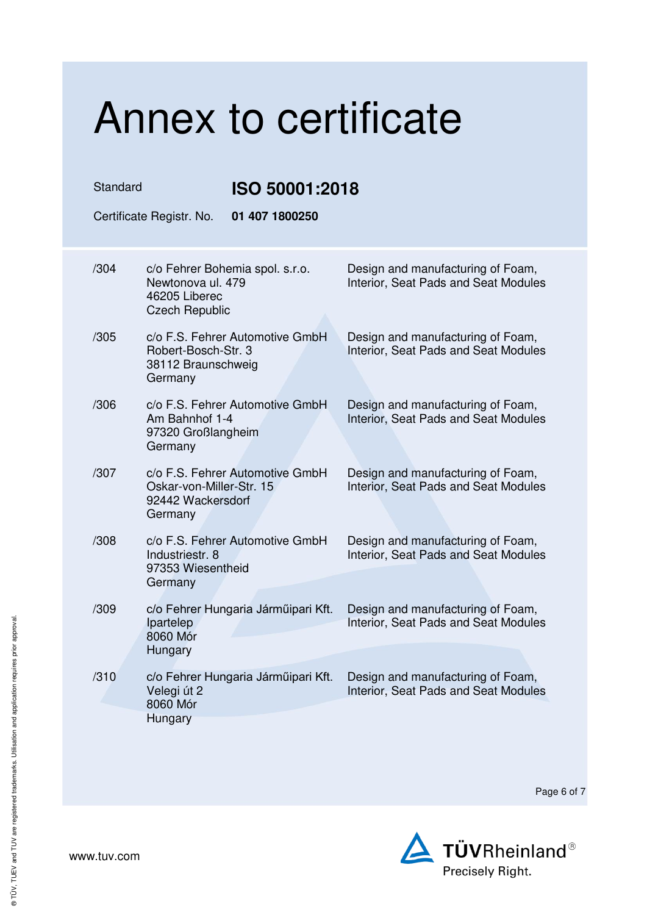# Annex to certificate

Standard **ISO 50001:2018**

Certificate Registr. No. **01 407 1800250**

| | | |
|---|---|---|
| /304 | c/o Fehrer Bohemia spol. s.r.o.<br>Newtonova ul. 479<br>46205 Liberec<br>Czech Republic | Design and manufacturing of Foam, Interior, Seat Pads and Seat Modules |
| /305 | c/o F.S. Fehrer Automotive GmbH<br>Robert-Bosch-Str. 3<br>38112 Braunschweig<br>Germany | Design and manufacturing of Foam, Interior, Seat Pads and Seat Modules |
| /306 | c/o F.S. Fehrer Automotive GmbH<br>Am Bahnhof 1-4<br>97320 Großlangheim<br>Germany | Design and manufacturing of Foam, Interior, Seat Pads and Seat Modules |
| /307 | c/o F.S. Fehrer Automotive GmbH<br>Oskar-von-Miller-Str. 15<br>92442 Wackersdorf<br>Germany | Design and manufacturing of Foam, Interior, Seat Pads and Seat Modules |
| /308 | c/o F.S. Fehrer Automotive GmbH<br>Industriestr. 8<br>97353 Wiesentheid<br>Germany | Design and manufacturing of Foam, Interior, Seat Pads and Seat Modules |
| /309 | c/o Fehrer Hungaria Járműipari Kft.<br>Ipartelep<br>8060 Mór<br>Hungary | Design and manufacturing of Foam, Interior, Seat Pads and Seat Modules |
| /310 | c/o Fehrer Hungaria Járműipari Kft.<br>Velegi út 2<br>8060 Mór<br>Hungary | Design and manufacturing of Foam, Interior, Seat Pads and Seat Modules |

www.tuv.com

TÜVRheinland®
Precisely Right.

® TÜV, TUEV and TUV are registered trademarks. Utilisation and application requires prior approval.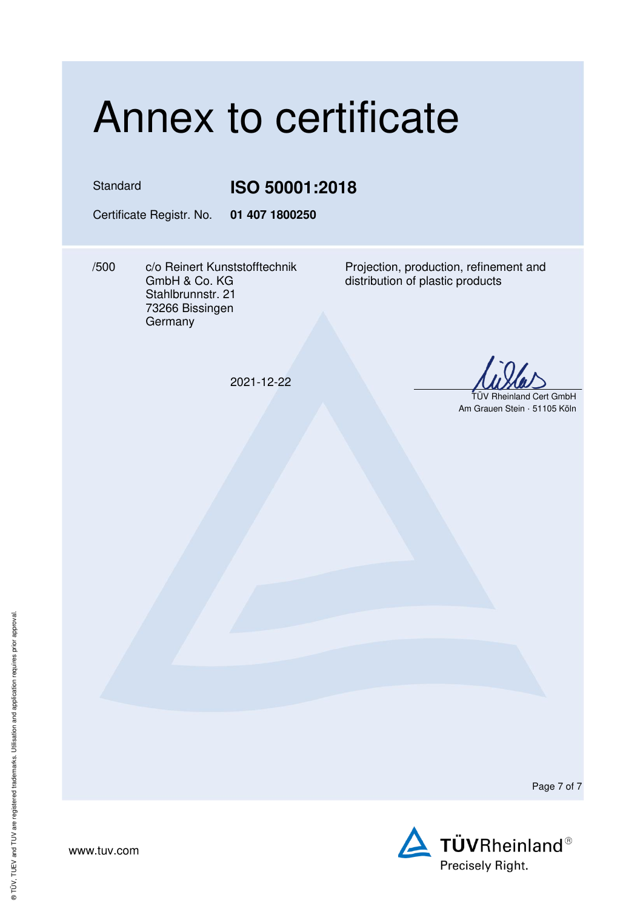# Annex to certificate

Standard **ISO 50001:2018**

Certificate Registr. No. **01 407 1800250**

| | | |
|---|---|---|
| /500 | c/o Reinert Kunststofftechnik GmbH & Co. KG<br>Stahlbrunnstr. 21<br>73266 Bissingen<br>Germany | Projection, production, refinement and distribution of plastic products |

2021-12-22

TÜV Rheinland Cert GmbH
Am Grauen Stein · 51105 Köln

www.tuv.com

TÜVRheinland®
Precisely Right.

® TÜV, TUEV and TUV are registered trademarks. Utilisation and application requires prior approval.